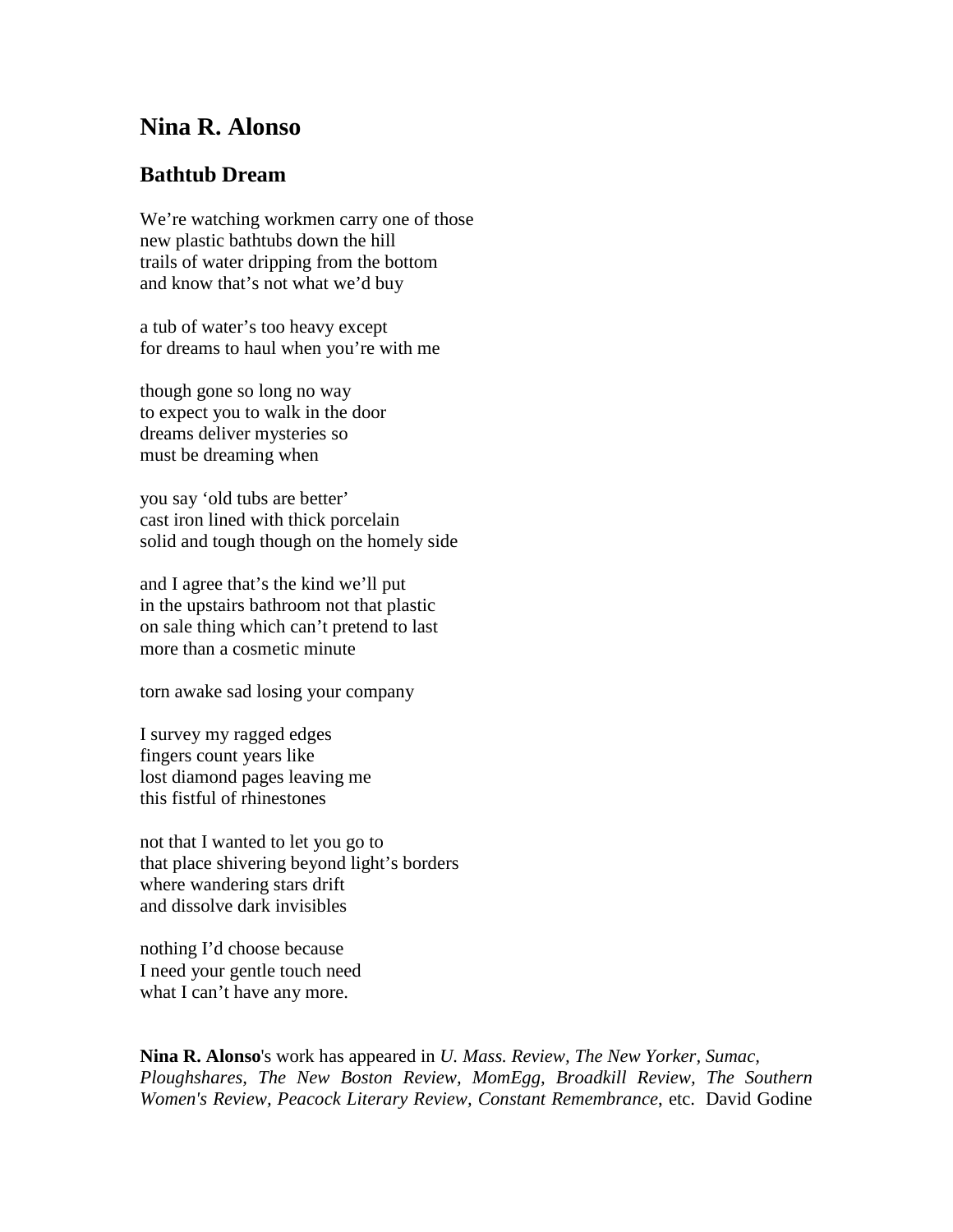# Nina R. Alonso

## Bathtub Dream

We’re watching workmen carry one of those
new plastic bathtubs down the hill
trails of water dripping from the bottom
and know that’s not what we’d buy

a tub of water’s too heavy except
for dreams to haul when you’re with me

though gone so long no way
to expect you to walk in the door
dreams deliver mysteries so
must be dreaming when

you say ‘old tubs are better’
cast iron lined with thick porcelain
solid and tough though on the homely side

and I agree that’s the kind we’ll put
in the upstairs bathroom not that plastic
on sale thing which can’t pretend to last
more than a cosmetic minute

torn awake sad losing your company

I survey my ragged edges
fingers count years like
lost diamond pages leaving me
this fistful of rhinestones

not that I wanted to let you go to
that place shivering beyond light’s borders
where wandering stars drift
and dissolve dark invisibles

nothing I’d choose because
I need your gentle touch need
what I can’t have any more.

**Nina R. Alonso**'s work has appeared in *U. Mass. Review, The New Yorker, Sumac, Ploughshares, The New Boston Review, MomEgg, Broadkill Review, The Southern Women's Review, Peacock Literary Review*, *Constant Remembrance*, etc. David Godine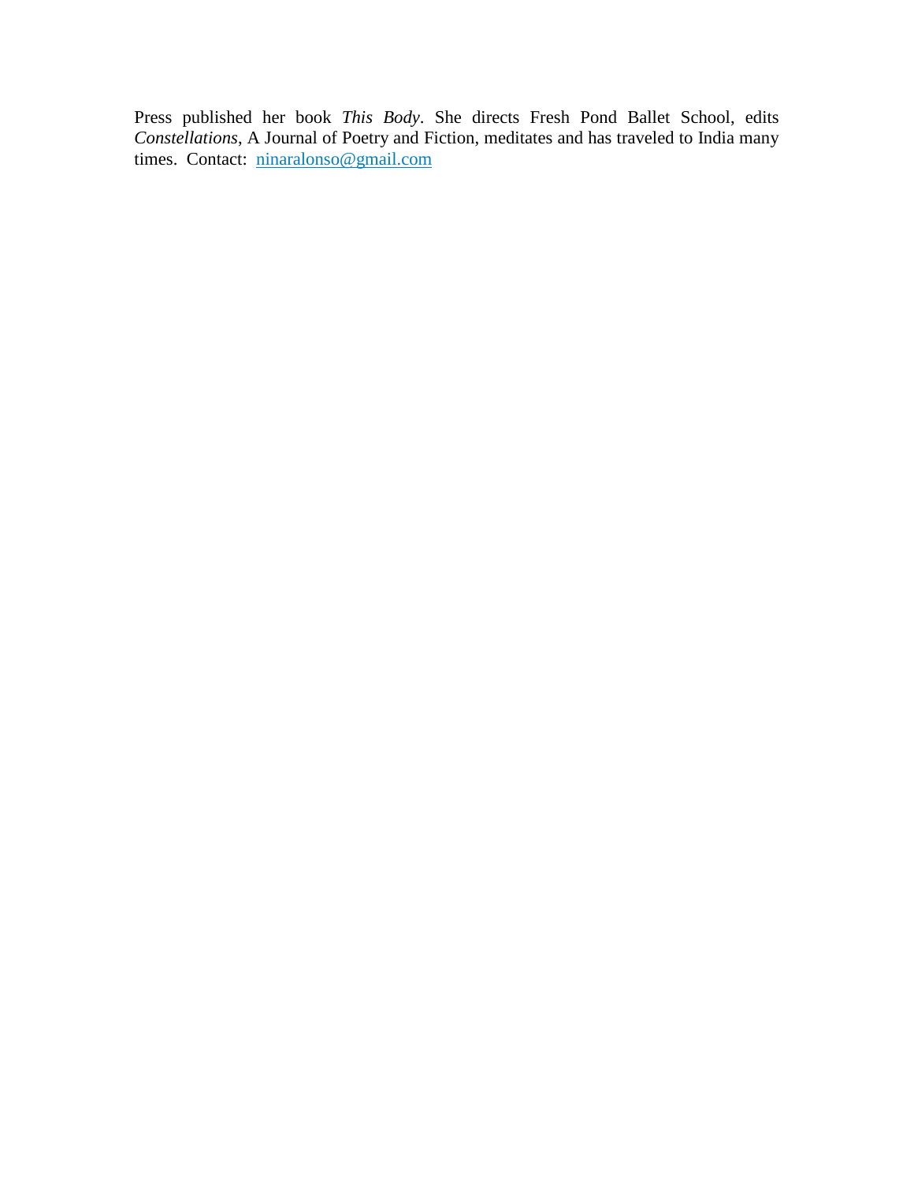Press published her book *This Body*. She directs Fresh Pond Ballet School, edits *Constellations*, A Journal of Poetry and Fiction, meditates and has traveled to India many times. Contact: ninaralonso@gmail.com